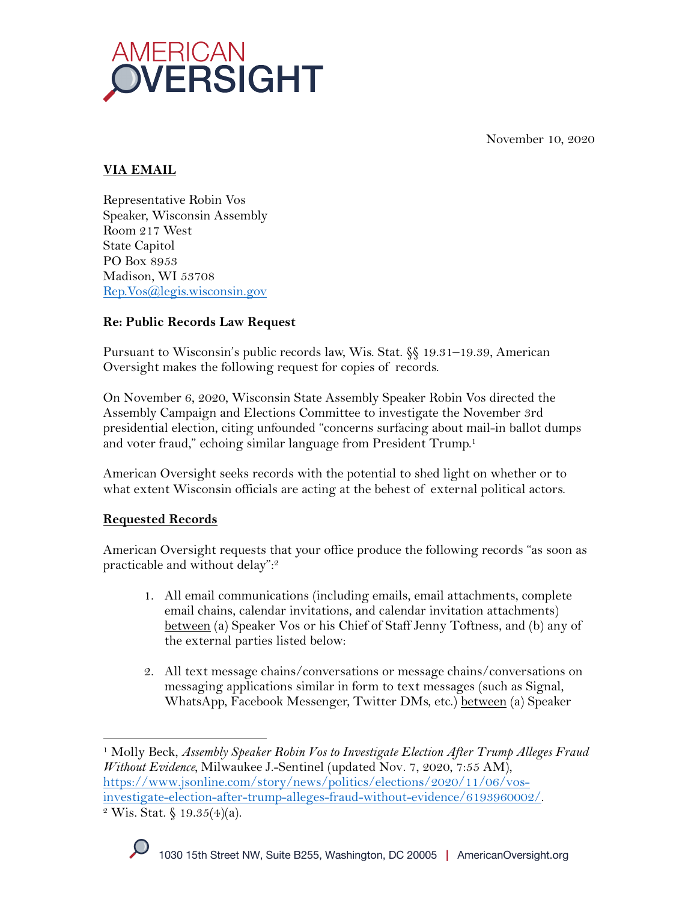AMERICAN OVERSIGHT

November 10, 2020

**VIA EMAIL**

Representative Robin Vos
Speaker, Wisconsin Assembly
Room 217 West
State Capitol
PO Box 8953
Madison, WI 53708
Rep.Vos@legis.wisconsin.gov

**Re: Public Records Law Request**

Pursuant to Wisconsin's public records law, Wis. Stat. §§ 19.31–19.39, American Oversight makes the following request for copies of records.

On November 6, 2020, Wisconsin State Assembly Speaker Robin Vos directed the Assembly Campaign and Elections Committee to investigate the November 3rd presidential election, citing unfounded "concerns surfacing about mail-in ballot dumps and voter fraud," echoing similar language from President Trump.[1]

American Oversight seeks records with the potential to shed light on whether or to what extent Wisconsin officials are acting at the behest of external political actors.

**Requested Records**

American Oversight requests that your office produce the following records "as soon as practicable and without delay":[2]

1. All email communications (including emails, email attachments, complete email chains, calendar invitations, and calendar invitation attachments) between (a) Speaker Vos or his Chief of Staff Jenny Toftness, and (b) any of the external parties listed below:

2. All text message chains/conversations or message chains/conversations on messaging applications similar in form to text messages (such as Signal, WhatsApp, Facebook Messenger, Twitter DMs, etc.) between (a) Speaker

---

[1] Molly Beck, *Assembly Speaker Robin Vos to Investigate Election After Trump Alleges Fraud Without Evidence*, Milwaukee J.-Sentinel (updated Nov. 7, 2020, 7:55 AM), https://www.jsonline.com/story/news/politics/elections/2020/11/06/vos-investigate-election-after-trump-alleges-fraud-without-evidence/6193960002/.

[2] Wis. Stat. § 19.35(4)(a).

1030 15th Street NW, Suite B255, Washington, DC 20005 | AmericanOversight.org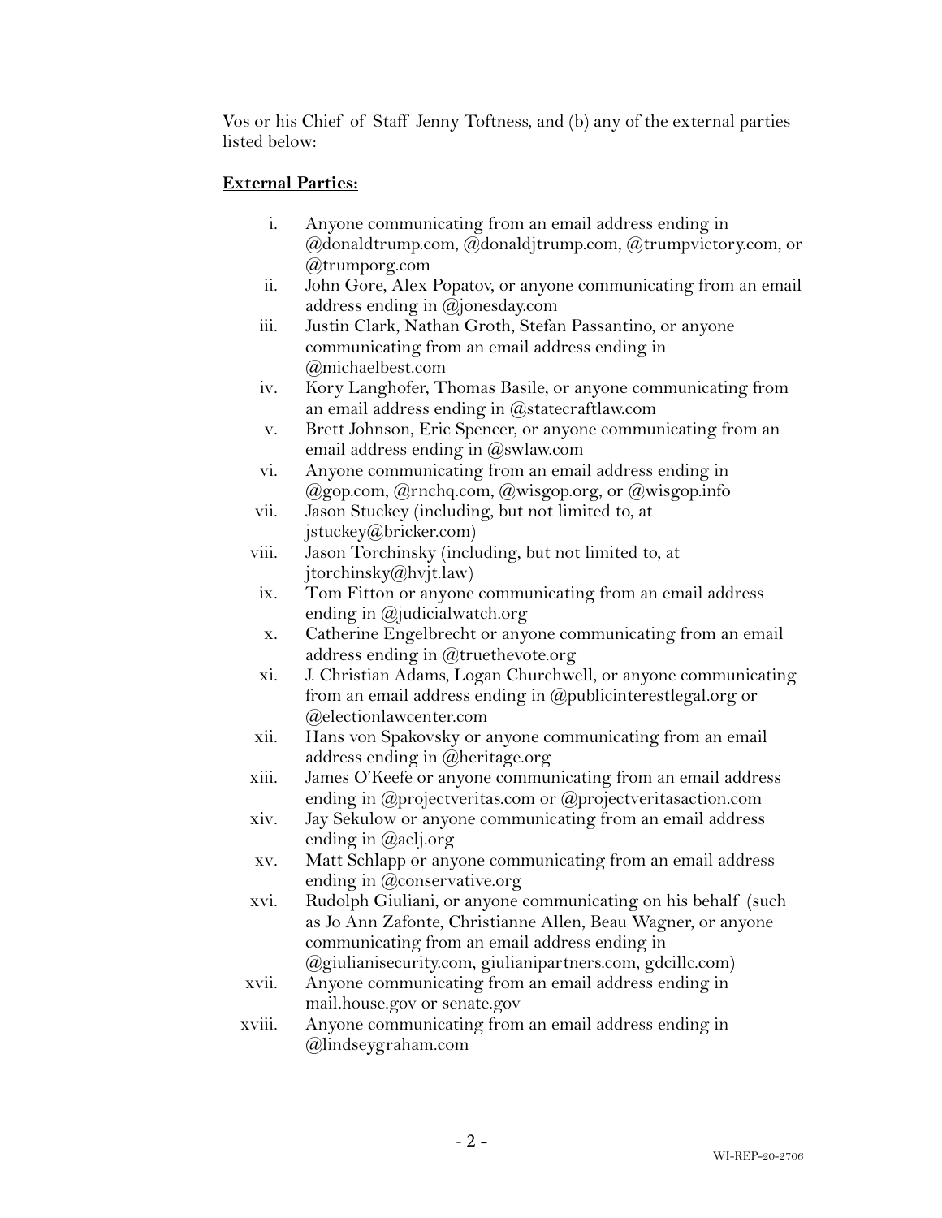Vos or his Chief of Staff Jenny Toftness, and (b) any of the external parties listed below:

**External Parties:**

i. Anyone communicating from an email address ending in @donaldtrump.com, @donaldjtrump.com, @trumpvictory.com, or @trumporg.com
ii. John Gore, Alex Popatov, or anyone communicating from an email address ending in @jonesday.com
iii. Justin Clark, Nathan Groth, Stefan Passantino, or anyone communicating from an email address ending in @michaelbest.com
iv. Kory Langhofer, Thomas Basile, or anyone communicating from an email address ending in @statecraftlaw.com
v. Brett Johnson, Eric Spencer, or anyone communicating from an email address ending in @swlaw.com
vi. Anyone communicating from an email address ending in @gop.com, @rnchq.com, @wisgop.org, or @wisgop.info
vii. Jason Stuckey (including, but not limited to, at jstuckey@bricker.com)
viii. Jason Torchinsky (including, but not limited to, at jtorchinsky@hvjt.law)
ix. Tom Fitton or anyone communicating from an email address ending in @judicialwatch.org
x. Catherine Engelbrecht or anyone communicating from an email address ending in @truethevote.org
xi. J. Christian Adams, Logan Churchwell, or anyone communicating from an email address ending in @publicinterestlegal.org or @electionlawcenter.com
xii. Hans von Spakovsky or anyone communicating from an email address ending in @heritage.org
xiii. James O'Keefe or anyone communicating from an email address ending in @projectveritas.com or @projectveritasaction.com
xiv. Jay Sekulow or anyone communicating from an email address ending in @aclj.org
xv. Matt Schlapp or anyone communicating from an email address ending in @conservative.org
xvi. Rudolph Giuliani, or anyone communicating on his behalf (such as Jo Ann Zafonte, Christianne Allen, Beau Wagner, or anyone communicating from an email address ending in @giulianisecurity.com, giulianipartners.com, gdcillc.com)
xvii. Anyone communicating from an email address ending in mail.house.gov or senate.gov
xviii. Anyone communicating from an email address ending in @lindseygraham.com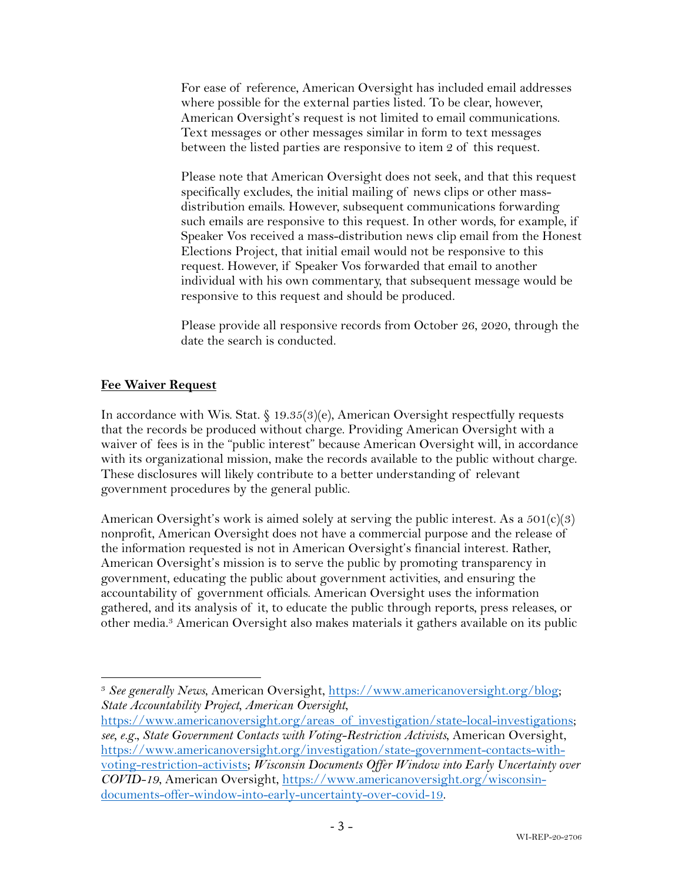For ease of reference, American Oversight has included email addresses where possible for the external parties listed. To be clear, however, American Oversight's request is not limited to email communications. Text messages or other messages similar in form to text messages between the listed parties are responsive to item 2 of this request.

Please note that American Oversight does not seek, and that this request specifically excludes, the initial mailing of news clips or other mass-distribution emails. However, subsequent communications forwarding such emails are responsive to this request. In other words, for example, if Speaker Vos received a mass-distribution news clip email from the Honest Elections Project, that initial email would not be responsive to this request. However, if Speaker Vos forwarded that email to another individual with his own commentary, that subsequent message would be responsive to this request and should be produced.

Please provide all responsive records from October 26, 2020, through the date the search is conducted.

## Fee Waiver Request

In accordance with Wis. Stat. § 19.35(3)(e), American Oversight respectfully requests that the records be produced without charge. Providing American Oversight with a waiver of fees is in the "public interest" because American Oversight will, in accordance with its organizational mission, make the records available to the public without charge. These disclosures will likely contribute to a better understanding of relevant government procedures by the general public.

American Oversight's work is aimed solely at serving the public interest. As a 501(c)(3) nonprofit, American Oversight does not have a commercial purpose and the release of the information requested is not in American Oversight's financial interest. Rather, American Oversight's mission is to serve the public by promoting transparency in government, educating the public about government activities, and ensuring the accountability of government officials. American Oversight uses the information gathered, and its analysis of it, to educate the public through reports, press releases, or other media.[3] American Oversight also makes materials it gathers available on its public

---

[3] *See generally News*, American Oversight, https://www.americanoversight.org/blog; *State Accountability Project*, *American Oversight*, https://www.americanoversight.org/areas_of_investigation/state-local-investigations; *see, e.g.*, *State Government Contacts with Voting-Restriction Activists*, American Oversight, https://www.americanoversight.org/investigation/state-government-contacts-with-voting-restriction-activists; *Wisconsin Documents Offer Window into Early Uncertainty over COVID-19*, American Oversight, https://www.americanoversight.org/wisconsin-documents-offer-window-into-early-uncertainty-over-covid-19.

WI-REP-20-2706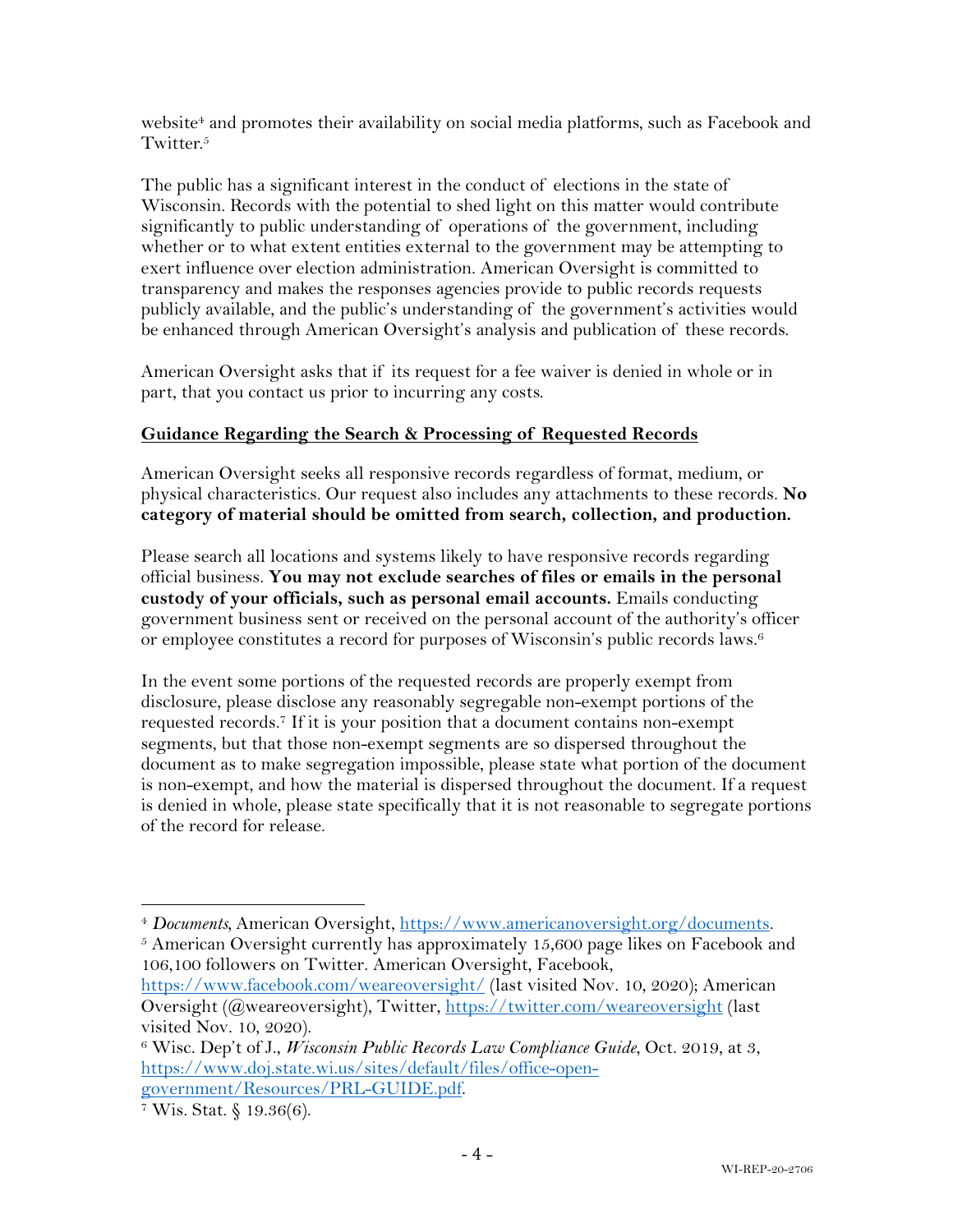website[4] and promotes their availability on social media platforms, such as Facebook and Twitter.[5]

The public has a significant interest in the conduct of elections in the state of Wisconsin. Records with the potential to shed light on this matter would contribute significantly to public understanding of operations of the government, including whether or to what extent entities external to the government may be attempting to exert influence over election administration. American Oversight is committed to transparency and makes the responses agencies provide to public records requests publicly available, and the public's understanding of the government's activities would be enhanced through American Oversight's analysis and publication of these records.

American Oversight asks that if its request for a fee waiver is denied in whole or in part, that you contact us prior to incurring any costs.

## Guidance Regarding the Search & Processing of Requested Records

American Oversight seeks all responsive records regardless of format, medium, or physical characteristics. Our request also includes any attachments to these records. **No category of material should be omitted from search, collection, and production.**

Please search all locations and systems likely to have responsive records regarding official business. **You may not exclude searches of files or emails in the personal custody of your officials, such as personal email accounts.** Emails conducting government business sent or received on the personal account of the authority's officer or employee constitutes a record for purposes of Wisconsin's public records laws.[6]

In the event some portions of the requested records are properly exempt from disclosure, please disclose any reasonably segregable non-exempt portions of the requested records.[7] If it is your position that a document contains non-exempt segments, but that those non-exempt segments are so dispersed throughout the document as to make segregation impossible, please state what portion of the document is non-exempt, and how the material is dispersed throughout the document. If a request is denied in whole, please state specifically that it is not reasonable to segregate portions of the record for release.

---

[4] *Documents*, American Oversight, https://www.americanoversight.org/documents.

[5] American Oversight currently has approximately 15,600 page likes on Facebook and 106,100 followers on Twitter. American Oversight, Facebook, https://www.facebook.com/weareoversight/ (last visited Nov. 10, 2020); American Oversight (@weareoversight), Twitter, https://twitter.com/weareoversight (last visited Nov. 10, 2020).

[6] Wisc. Dep't of J., *Wisconsin Public Records Law Compliance Guide*, Oct. 2019, at 3, https://www.doj.state.wi.us/sites/default/files/office-open-government/Resources/PRL-GUIDE.pdf.

[7] Wis. Stat. § 19.36(6).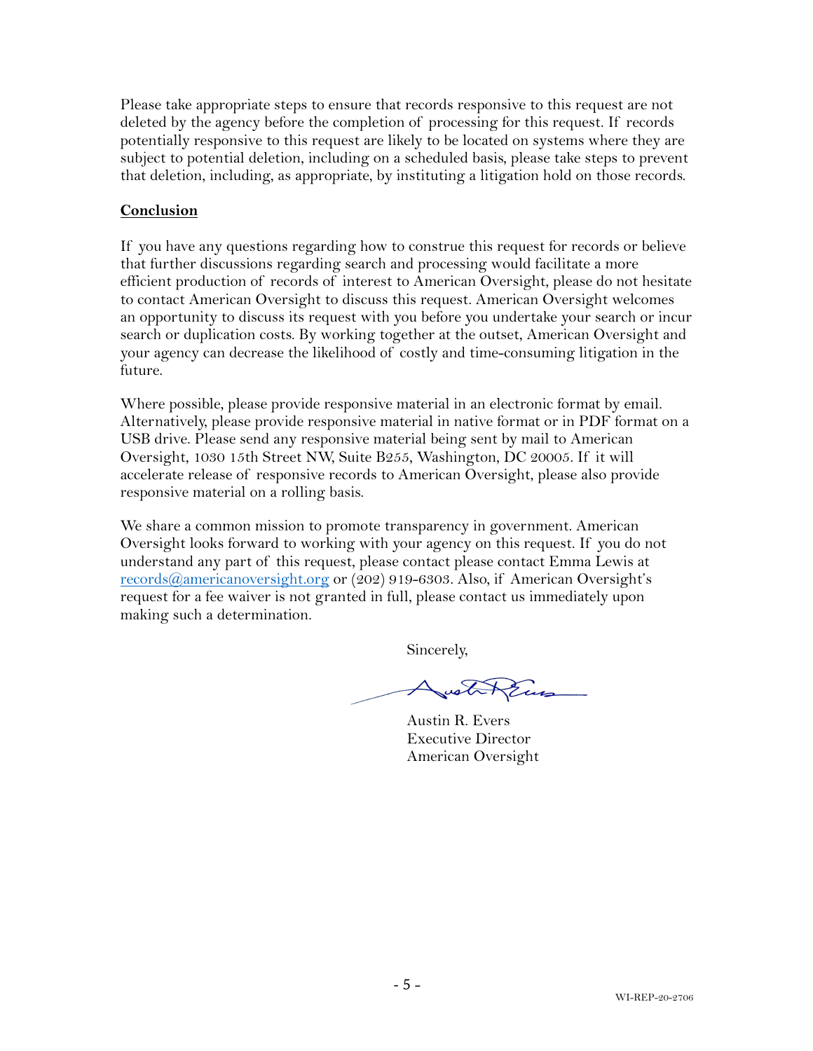Please take appropriate steps to ensure that records responsive to this request are not deleted by the agency before the completion of processing for this request. If records potentially responsive to this request are likely to be located on systems where they are subject to potential deletion, including on a scheduled basis, please take steps to prevent that deletion, including, as appropriate, by instituting a litigation hold on those records.

## Conclusion

If you have any questions regarding how to construe this request for records or believe that further discussions regarding search and processing would facilitate a more efficient production of records of interest to American Oversight, please do not hesitate to contact American Oversight to discuss this request. American Oversight welcomes an opportunity to discuss its request with you before you undertake your search or incur search or duplication costs. By working together at the outset, American Oversight and your agency can decrease the likelihood of costly and time-consuming litigation in the future.

Where possible, please provide responsive material in an electronic format by email. Alternatively, please provide responsive material in native format or in PDF format on a USB drive. Please send any responsive material being sent by mail to American Oversight, 1030 15th Street NW, Suite B255, Washington, DC 20005. If it will accelerate release of responsive records to American Oversight, please also provide responsive material on a rolling basis.

We share a common mission to promote transparency in government. American Oversight looks forward to working with your agency on this request. If you do not understand any part of this request, please contact please contact Emma Lewis at records@americanoversight.org or (202) 919-6303. Also, if American Oversight's request for a fee waiver is not granted in full, please contact us immediately upon making such a determination.

Sincerely,

Austin R. Evers
Executive Director
American Oversight

WI-REP-20-2706